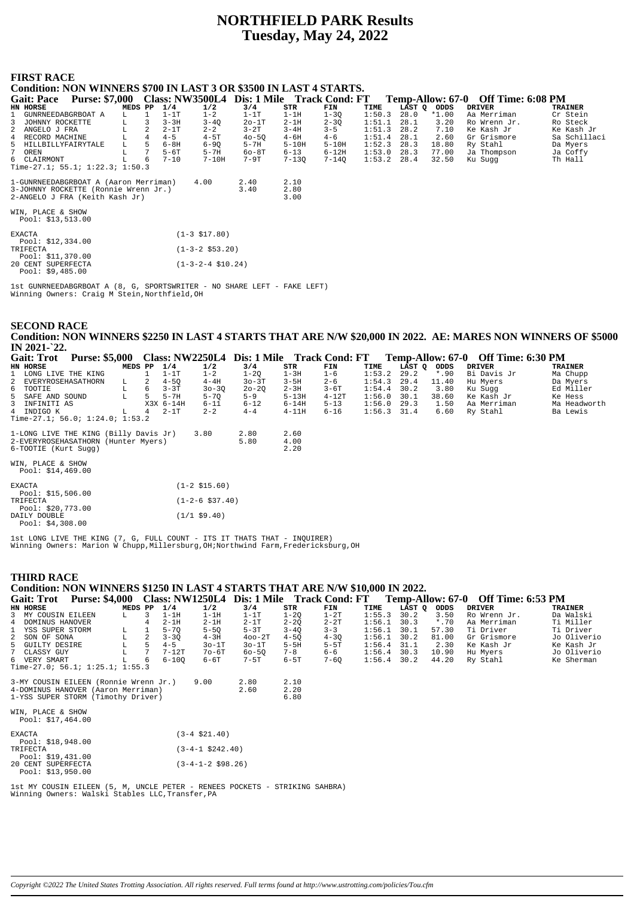# NORTHFIELD PARK Results
## Tuesday, May 24, 2022

### FIRST RACE

**Condition: NON WINNERS $700 IN LAST 3 OR $3500 IN LAST 4 STARTS.**

**Gait: Pace Purse: $7,000 Class: NW3500L4 Dis: 1 Mile Track Cond: FT Temp-Allow: 67-0 Off Time: 6:08 PM**

| HN | HORSE | MEDS | PP | 1/4 | 1/2 | 3/4 | STR | FIN | TIME | LAST Q | ODDS | DRIVER | TRAINER |
|---|---|---|---|---|---|---|---|---|---|---|---|---|---|
| 1 | GUNRNEEDABGRBOAT A | L | 1 | 1-1T | 1-2 | 1-1T | 1-1H | 1-3Q | 1:50.3 | 28.0 | *1.00 | Aa Merriman | Cr Stein |
| 3 | JOHNNY ROCKETTE | L | 3 | 3-3H | 3-4Q | 2o-1T | 2-1H | 2-3Q | 1:51.1 | 28.1 | 3.20 | Ro Wrenn Jr. | Ro Steck |
| 2 | ANGELO J FRA | L | 2 | 2-1T | 2-2 | 3-2T | 3-4H | 3-5 | 1:51.3 | 28.2 | 7.10 | Ke Kash Jr | Ke Kash Jr |
| 4 | RECORD MACHINE | L | 4 | 4-5 | 4-5T | 4o-5Q | 4-6H | 4-6 | 1:51.4 | 28.1 | 2.60 | Gr Grismore | Sa Schillaci |
| 5 | HILLBILLYFAIRYTALE | L | 5 | 6-8H | 6-9Q | 5-7H | 5-10H | 5-10H | 1:52.3 | 28.3 | 18.80 | Ry Stahl | Da Myers |
| 7 | OREN | L | 7 | 5-6T | 5-7H | 6o-8T | 6-13 | 6-12H | 1:53.0 | 28.3 | 77.00 | Ja Thompson | Ja Coffy |
| 6 | CLAIRMONT | L | 6 | 7-10 | 7-10H | 7-9T | 7-13Q | 7-14Q | 1:53.2 | 28.4 | 32.50 | Ku Sugg | Th Hall |

Time-27.1; 55.1; 1:22.3; 1:50.3

| | | | |
|---|---|---|---|
| 1-GUNRNEEDABGRBOAT A (Aaron Merriman) | 4.00 | 2.40 | 2.10 |
| 3-JOHNNY ROCKETTE (Ronnie Wrenn Jr.) | | 3.40 | 2.80 |
| 2-ANGELO J FRA (Keith Kash Jr) | | | 3.00 |

WIN, PLACE & SHOW
Pool: $13,513.00

| | |
|---|---|
| EXACTA Pool: $12,334.00 | (1-3 $17.80) |
| TRIFECTA Pool: $11,370.00 | (1-3-2 $53.20) |
| 20 CENT SUPERFECTA Pool: $9,485.00 | (1-3-2-4 $10.24) |

1st GUNRNEEDABGRBOAT A (8, G, SPORTSWRITER - NO SHARE LEFT - FAKE LEFT)
Winning Owners: Craig M Stein,Northfield,OH

### SECOND RACE

**Condition: NON WINNERS $2250 IN LAST 4 STARTS THAT ARE N/W $20,000 IN 2022. AE: MARES NON WINNERS OF $5000 IN 2021-`22.**

**Gait: Trot Purse: $5,000 Class: NW2250L4 Dis: 1 Mile Track Cond: FT Temp-Allow: 67-0 Off Time: 6:30 PM**

| HN | HORSE | MEDS | PP | 1/4 | 1/2 | 3/4 | STR | FIN | TIME | LAST Q | ODDS | DRIVER | TRAINER |
|---|---|---|---|---|---|---|---|---|---|---|---|---|---|
| 1 | LONG LIVE THE KING | | 1 | 1-1T | 1-2 | 1-2Q | 1-3H | 1-6 | 1:53.2 | 29.2 | *.90 | Bi Davis Jr | Ma Chupp |
| 2 | EVERYROSEHASATHORN | L | 2 | 4-5Q | 4-4H | 3o-3T | 3-5H | 2-6 | 1:54.3 | 29.4 | 11.40 | Hu Myers | Da Myers |
| 6 | TOOTIE | L | 6 | 3-3T | 3o-3Q | 2o-2Q | 2-3H | 3-6T | 1:54.4 | 30.2 | 3.80 | Ku Sugg | Ed Miller |
| 5 | SAFE AND SOUND | L | 5 | 5-7H | 5-7Q | 5-9 | 5-13H | 4-12T | 1:56.0 | 30.1 | 38.60 | Ke Kash Jr | Ke Hess |
| 3 | INFINITI AS | | X3X | 6-14H | 6-11 | 6-12 | 6-14H | 5-13 | 1:56.0 | 29.3 | 1.50 | Aa Merriman | Ma Headworth |
| 4 | INDIGO K | L | 4 | 2-1T | 2-2 | 4-4 | 4-11H | 6-16 | 1:56.3 | 31.4 | 6.60 | Ry Stahl | Ba Lewis |

Time-27.1; 56.0; 1:24.0; 1:53.2

| | | | |
|---|---|---|---|
| 1-LONG LIVE THE KING (Billy Davis Jr) | 3.80 | 2.80 | 2.60 |
| 2-EVERYROSEHASATHORN (Hunter Myers) | | 5.80 | 4.00 |
| 6-TOOTIE (Kurt Sugg) | | | 2.20 |

WIN, PLACE & SHOW
Pool: $14,469.00

| | |
|---|---|
| EXACTA Pool: $15,506.00 | (1-2 $15.60) |
| TRIFECTA Pool: $20,773.00 | (1-2-6 $37.40) |
| DAILY DOUBLE Pool: $4,308.00 | (1/1 $9.40) |

1st LONG LIVE THE KING (7, G, FULL COUNT - ITS IT THATS THAT - INQUIRER)
Winning Owners: Marion W Chupp,Millersburg,OH;Northwind Farm,Fredericksburg,OH

### THIRD RACE

**Condition: NON WINNERS $1250 IN LAST 4 STARTS THAT ARE N/W $10,000 IN 2022.**

**Gait: Trot Purse: $4,000 Class: NW1250L4 Dis: 1 Mile Track Cond: FT Temp-Allow: 67-0 Off Time: 6:53 PM**

| HN | HORSE | MEDS | PP | 1/4 | 1/2 | 3/4 | STR | FIN | TIME | LAST Q | ODDS | DRIVER | TRAINER |
|---|---|---|---|---|---|---|---|---|---|---|---|---|---|
| 3 | MY COUSIN EILEEN | L | 3 | 1-1H | 1-1H | 1-1T | 1-2Q | 1-2T | 1:55.3 | 30.2 | 3.50 | Ro Wrenn Jr. | Da Walski |
| 4 | DOMINUS HANOVER | | 4 | 2-1H | 2-1H | 2-1T | 2-2Q | 2-2T | 1:56.1 | 30.3 | *.70 | Aa Merriman | Ti Miller |
| 1 | YSS SUPER STORM | L | 1 | 5-7Q | 5-5Q | 5-3T | 3-4Q | 3-3 | 1:56.1 | 30.1 | 57.30 | Ti Driver | Ti Driver |
| 2 | SON OF SONA | L | 2 | 3-3Q | 4-3H | 4oo-2T | 4-5Q | 4-3Q | 1:56.1 | 30.2 | 81.00 | Gr Grismore | Jo Oliverio |
| 5 | GUILTY DESIRE | L | 5 | 4-5 | 3o-1T | 3o-1T | 5-5H | 5-5T | 1:56.4 | 31.1 | 2.30 | Ke Kash Jr | Ke Kash Jr |
| 7 | CLASSY GUY | L | 7 | 7-12T | 7o-6T | 6o-5Q | 7-8 | 6-6 | 1:56.4 | 30.3 | 10.90 | Hu Myers | Jo Oliverio |
| 6 | VERY SMART | L | 6 | 6-10Q | 6-6T | 7-5T | 6-5T | 7-6Q | 1:56.4 | 30.2 | 44.20 | Ry Stahl | Ke Sherman |

Time-27.0; 56.1; 1:25.1; 1:55.3

| | | | |
|---|---|---|---|
| 3-MY COUSIN EILEEN (Ronnie Wrenn Jr.) | 9.00 | 2.80 | 2.10 |
| 4-DOMINUS HANOVER (Aaron Merriman) | | 2.60 | 2.20 |
| 1-YSS SUPER STORM (Timothy Driver) | | | 6.80 |

WIN, PLACE & SHOW
Pool: $17,464.00

| | |
|---|---|
| EXACTA Pool: $18,948.00 | (3-4 $21.40) |
| TRIFECTA Pool: $19,431.00 | (3-4-1 $242.40) |
| 20 CENT SUPERFECTA Pool: $13,950.00 | (3-4-1-2 $98.26) |

1st MY COUSIN EILEEN (5, M, UNCLE PETER - RENEES POCKETS - STRIKING SAHBRA)
Winning Owners: Walski Stables LLC,Transfer,PA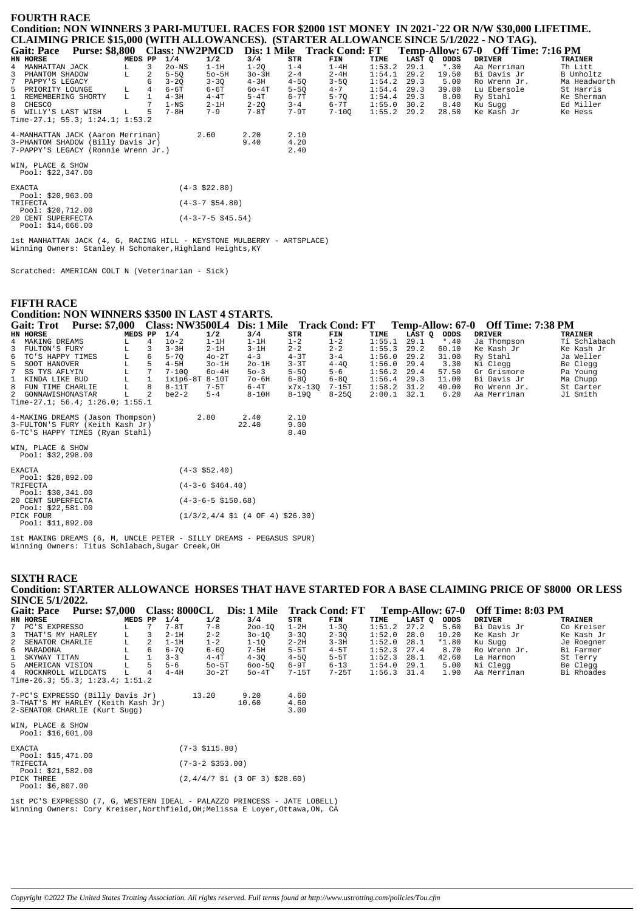## FOURTH RACE

**Condition: NON WINNERS 3 PARI-MUTUEL RACES FOR $2000 1ST MONEY IN 2021-`22 OR N/W $30,000 LIFETIME. CLAIMING PRICE $15,000 (WITH ALLOWANCES). (STARTER ALLOWANCE SINCE 5/1/2022 - NO TAG).**

**Gait: Pace Purse: $8,800 Class: NW2PMCD Dis: 1 Mile Track Cond: FT Temp-Allow: 67-0 Off Time: 7:16 PM**

| HN | HORSE | MEDS | PP | 1/4 | 1/2 | 3/4 | STR | FIN | TIME | LAST Q | ODDS | DRIVER | TRAINER |
|---|---|---|---|---|---|---|---|---|---|---|---|---|---|
| 4 | MANHATTAN JACK | L | 3 | 2o-NS | 1-1H | 1-2Q | 1-4 | 1-4H | 1:53.2 | 29.1 | *.30 | Aa Merriman | Th Litt |
| 3 | PHANTOM SHADOW | L | 2 | 5-5Q | 5o-5H | 3o-3H | 2-4 | 2-4H | 1:54.1 | 29.2 | 19.50 | Bi Davis Jr | B Umholtz |
| 7 | PAPPY'S LEGACY | | 6 | 3-2Q | 3-3Q | 4-3H | 4-5Q | 3-5Q | 1:54.2 | 29.3 | 5.00 | Ro Wrenn Jr. | Ma Headworth |
| 5 | PRIORITY LOUNGE | L | 4 | 6-6T | 6-6T | 6o-4T | 5-5Q | 4-7 | 1:54.4 | 29.3 | 39.80 | Lu Ebersole | St Harris |
| 1 | REMEMBERING SHORTY | L | 1 | 4-3H | 4-4T | 5-4T | 6-7T | 5-7Q | 1:54.4 | 29.3 | 8.00 | Ry Stahl | Ke Sherman |
| 8 | CHESCO | | 7 | 1-NS | 2-1H | 2-2Q | 3-4 | 6-7T | 1:55.0 | 30.2 | 8.40 | Ku Sugg | Ed Miller |
| 6 | WILLY'S LAST WISH | L | 5 | 7-8H | 7-9 | 7-8T | 7-9T | 7-10Q | 1:55.2 | 29.2 | 28.50 | Ke Kash Jr | Ke Hess |

Time-27.1; 55.3; 1:24.1; 1:53.2

| | | | |
|---|---|---|---|
| 4-MANHATTAN JACK (Aaron Merriman) | 2.60 | 2.20 | 2.10 |
| 3-PHANTOM SHADOW (Billy Davis Jr) | | 9.40 | 4.20 |
| 7-PAPPY'S LEGACY (Ronnie Wrenn Jr.) | | | 2.40 |

WIN, PLACE & SHOW
Pool: $22,347.00

| | |
|---|---|
| EXACTA Pool: $20,963.00 | (4-3 $22.80) |
| TRIFECTA Pool: $20,712.00 | (4-3-7 $54.80) |
| 20 CENT SUPERFECTA Pool: $14,666.00 | (4-3-7-5 $45.54) |

1st MANHATTAN JACK (4, G, RACING HILL - KEYSTONE MULBERRY - ARTSPLACE)
Winning Owners: Stanley H Schomaker,Highland Heights,KY

Scratched: AMERICAN COLT N (Veterinarian - Sick)

## FIFTH RACE

**Condition: NON WINNERS $3500 IN LAST 4 STARTS.**

**Gait: Trot Purse: $7,000 Class: NW3500L4 Dis: 1 Mile Track Cond: FT Temp-Allow: 67-0 Off Time: 7:38 PM**

| HN | HORSE | MEDS | PP | 1/4 | 1/2 | 3/4 | STR | FIN | TIME | LAST Q | ODDS | DRIVER | TRAINER |
|---|---|---|---|---|---|---|---|---|---|---|---|---|---|
| 4 | MAKING DREAMS | L | 4 | 1o-2 | 1-1H | 1-1H | 1-2 | 1-2 | 1:55.1 | 29.1 | *.40 | Ja Thompson | Ti Schlabach |
| 3 | FULTON'S FURY | L | 3 | 3-3H | 2-1H | 3-1H | 2-2 | 2-2 | 1:55.3 | 29.2 | 60.10 | Ke Kash Jr | Ke Kash Jr |
| 6 | TC'S HAPPY TIMES | L | 6 | 5-7Q | 4o-2T | 4-3 | 4-3T | 3-4 | 1:56.0 | 29.2 | 31.00 | Ry Stahl | Ja Weller |
| 5 | SOOT HANOVER | L | 5 | 4-5H | 3o-1H | 2o-1H | 3-3T | 4-4Q | 1:56.0 | 29.4 | 3.30 | Ni Clegg | Be Clegg |
| 7 | SS TYS AFLYIN | L | 7 | 7-10Q | 6o-4H | 5o-3 | 5-5Q | 5-6 | 1:56.2 | 29.4 | 57.50 | Gr Grismore | Pa Young |
| 1 | KINDA LIKE BUD | L | 1 | ixip6-8T | 8-10T | 7o-6H | 6-8Q | 6-8Q | 1:56.4 | 29.3 | 11.00 | Bi Davis Jr | Ma Chupp |
| 8 | FUN TIME CHARLIE | L | 8 | 8-11T | 7-5T | 6-4T | x7x-13Q | 7-15T | 1:58.2 | 31.2 | 40.00 | Ro Wrenn Jr. | St Carter |
| 2 | GONNAWISHONASTAR | L | 2 | be2-2 | 5-4 | 8-10H | 8-19Q | 8-25Q | 2:00.1 | 32.1 | 6.20 | Aa Merriman | Ji Smith |

Time-27.1; 56.4; 1:26.0; 1:55.1

| | | | |
|---|---|---|---|
| 4-MAKING DREAMS (Jason Thompson) | 2.80 | 2.40 | 2.10 |
| 3-FULTON'S FURY (Keith Kash Jr) | | 22.40 | 9.00 |
| 6-TC'S HAPPY TIMES (Ryan Stahl) | | | 8.40 |

WIN, PLACE & SHOW
Pool: $32,298.00

| | |
|---|---|
| EXACTA Pool: $28,892.00 | (4-3 $52.40) |
| TRIFECTA Pool: $30,341.00 | (4-3-6 $464.40) |
| 20 CENT SUPERFECTA Pool: $22,581.00 | (4-3-6-5 $150.68) |
| PICK FOUR Pool: $11,892.00 | (1/3/2,4/4 $1 (4 OF 4) $26.30) |

1st MAKING DREAMS (6, M, UNCLE PETER - SILLY DREAMS - PEGASUS SPUR)
Winning Owners: Titus Schlabach,Sugar Creek,OH

## SIXTH RACE

**Condition: STARTER ALLOWANCE HORSES THAT HAVE STARTED FOR A BASE CLAIMING PRICE OF $8000 OR LESS SINCE 5/1/2022.**

**Gait: Pace Purse: $7,000 Class: 8000CL Dis: 1 Mile Track Cond: FT Temp-Allow: 67-0 Off Time: 8:03 PM**

| HN | HORSE | MEDS | PP | 1/4 | 1/2 | 3/4 | STR | FIN | TIME | LAST Q | ODDS | DRIVER | TRAINER |
|---|---|---|---|---|---|---|---|---|---|---|---|---|---|
| 7 | PC'S EXPRESSO | L | 7 | 7-8T | 7-8 | 2oo-1Q | 1-2H | 1-3Q | 1:51.2 | 27.2 | 5.60 | Bi Davis Jr | Co Kreiser |
| 3 | THAT'S MY HARLEY | L | 3 | 2-1H | 2-2 | 3o-1Q | 3-3Q | 2-3Q | 1:52.0 | 28.0 | 10.20 | Ke Kash Jr | Ke Kash Jr |
| 2 | SENATOR CHARLIE | L | 2 | 1-1H | 1-2 | 1-1Q | 2-2H | 3-3H | 1:52.0 | 28.1 | *1.80 | Ku Sugg | Je Roegner |
| 6 | MARADONA | L | 6 | 6-7Q | 6-6Q | 7-5H | 5-5T | 4-5T | 1:52.3 | 27.4 | 8.70 | Ro Wrenn Jr. | Bi Farmer |
| 1 | SKYWAY TITAN | L | 1 | 3-3 | 4-4T | 4-3Q | 4-5Q | 5-5T | 1:52.3 | 28.1 | 42.60 | La Harmon | St Terry |
| 5 | AMERICAN VISION | L | 5 | 5-6 | 5o-5T | 6oo-5Q | 6-9T | 6-13 | 1:54.0 | 29.1 | 5.00 | Ni Clegg | Be Clegg |
| 4 | ROCKNROLL WILDCATS | L | 4 | 4-4H | 3o-2T | 5o-4T | 7-15T | 7-25T | 1:56.3 | 31.4 | 1.90 | Aa Merriman | Bi Rhoades |

Time-26.3; 55.3; 1:23.4; 1:51.2

| | | | |
|---|---|---|---|
| 7-PC'S EXPRESSO (Billy Davis Jr) | 13.20 | 9.20 | 4.60 |
| 3-THAT'S MY HARLEY (Keith Kash Jr) | | 10.60 | 4.60 |
| 2-SENATOR CHARLIE (Kurt Sugg) | | | 3.00 |

WIN, PLACE & SHOW
Pool: $16,601.00

| | |
|---|---|
| EXACTA Pool: $15,471.00 | (7-3 $115.80) |
| TRIFECTA Pool: $21,582.00 | (7-3-2 $353.00) |
| PICK THREE Pool: $6,807.00 | (2,4/4/7 $1 (3 OF 3) $28.60) |

1st PC'S EXPRESSO (7, G, WESTERN IDEAL - PALAZZO PRINCESS - JATE LOBELL)
Winning Owners: Cory Kreiser,Northfield,OH;Melissa E Loyer,Ottawa,ON, CA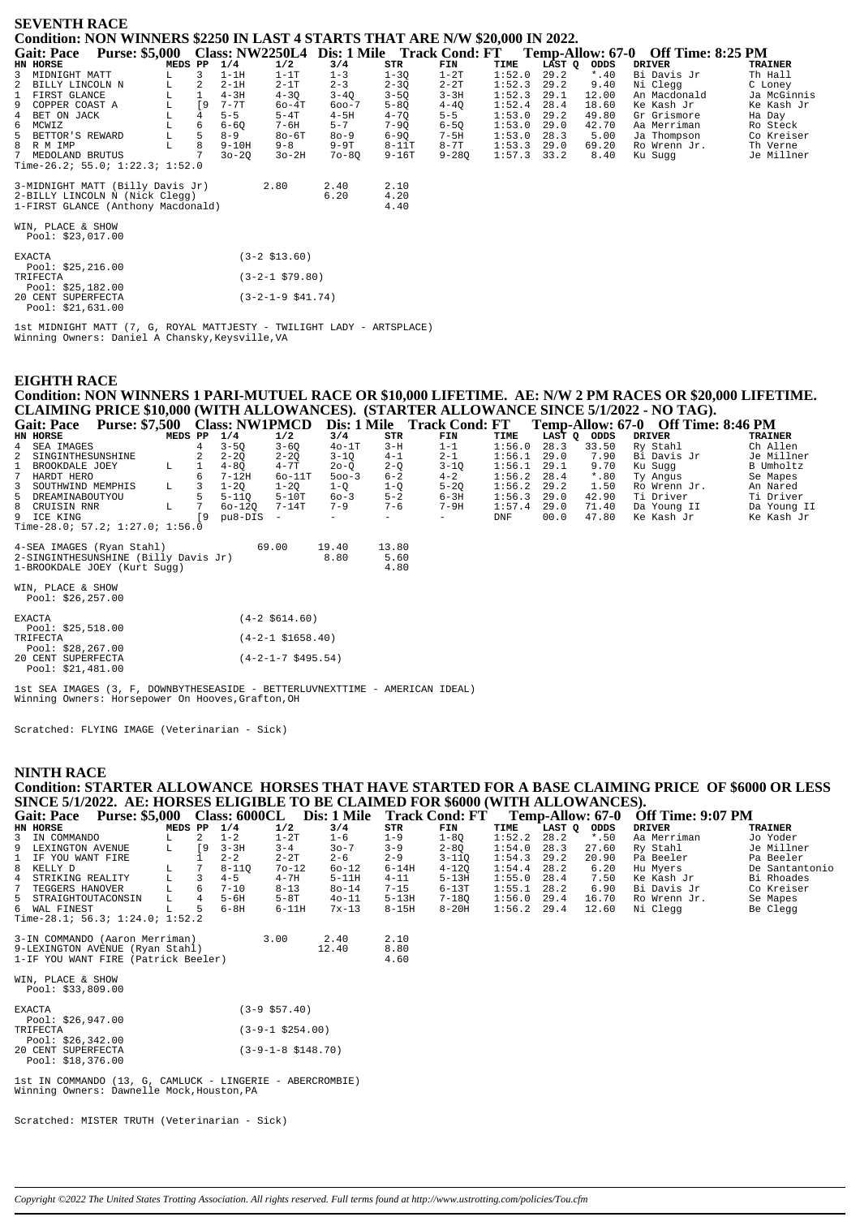## SEVENTH RACE

**Condition: NON WINNERS $2250 IN LAST 4 STARTS THAT ARE N/W $20,000 IN 2022.**

**Gait: Pace Purse: $5,000 Class: NW2250L4 Dis: 1 Mile Track Cond: FT Temp-Allow: 67-0 Off Time: 8:25 PM**

| HN | HORSE | MEDS | PP | 1/4 | 1/2 | 3/4 | STR | FIN | TIME | LAST Q | ODDS | DRIVER | TRAINER |
|---|---|---|---|---|---|---|---|---|---|---|---|---|---|
| 3 | MIDNIGHT MATT | L | 3 | 1-1H | 1-1T | 1-3 | 1-3Q | 1-2T | 1:52.0 | 29.2 | *.40 | Bi Davis Jr | Th Hall |
| 2 | BILLY LINCOLN N | L | 2 | 2-1H | 2-1T | 2-3 | 2-3Q | 2-2T | 1:52.3 | 29.2 | 9.40 | Ni Clegg | C Loney |
| 1 | FIRST GLANCE | L | 1 | 4-3H | 4-3Q | 3-4Q | 3-5Q | 3-3H | 1:52.3 | 29.1 | 12.00 | An Macdonald | Ja McGinnis |
| 9 | COPPER COAST A | L | [9 | 7-7T | 6o-4T | 6oo-7 | 5-8Q | 4-4Q | 1:52.4 | 28.4 | 18.60 | Ke Kash Jr | Ke Kash Jr |
| 4 | BET ON JACK | L | 4 | 5-5 | 5-4T | 4-5H | 4-7Q | 5-5 | 1:53.0 | 29.2 | 49.80 | Gr Grismore | Ha Day |
| 6 | MCWIZ | L | 6 | 6-6Q | 7-6H | 5-7 | 7-9Q | 6-5Q | 1:53.0 | 29.0 | 42.70 | Aa Merriman | Ro Steck |
| 5 | BETTOR'S REWARD | L | 5 | 8-9 | 8o-6T | 8o-9 | 6-9Q | 7-5H | 1:53.0 | 28.3 | 5.00 | Ja Thompson | Co Kreiser |
| 8 | R M IMP | L | 8 | 9-10H | 9-8 | 9-9T | 8-11T | 8-7T | 1:53.3 | 29.0 | 69.20 | Ro Wrenn Jr. | Th Verne |
| 7 | MEDOLAND BRUTUS | | 7 | 3o-2Q | 3o-2H | 7o-8Q | 9-16T | 9-28Q | 1:57.3 | 33.2 | 8.40 | Ku Sugg | Je Millner |

Time-26.2; 55.0; 1:22.3; 1:52.0

| | | | |
|---|---|---|---|
| 3-MIDNIGHT MATT (Billy Davis Jr) | 2.80 | 2.40 | 2.10 |
| 2-BILLY LINCOLN N (Nick Clegg) | | 6.20 | 4.20 |
| 1-FIRST GLANCE (Anthony Macdonald) | | | 4.40 |

WIN, PLACE & SHOW
Pool: $23,017.00

| | |
|---|---|
| EXACTA Pool: $25,216.00 | (3-2 $13.60) |
| TRIFECTA Pool: $25,182.00 | (3-2-1 $79.80) |
| 20 CENT SUPERFECTA Pool: $21,631.00 | (3-2-1-9 $41.74) |

1st MIDNIGHT MATT (7, G, ROYAL MATTJESTY - TWILIGHT LADY - ARTSPLACE)
Winning Owners: Daniel A Chansky,Keysville,VA

## EIGHTH RACE

**Condition: NON WINNERS 1 PARI-MUTUEL RACE OR $10,000 LIFETIME. AE: N/W 2 PM RACES OR $20,000 LIFETIME. CLAIMING PRICE $10,000 (WITH ALLOWANCES). (STARTER ALLOWANCE SINCE 5/1/2022 - NO TAG).**

**Gait: Pace Purse: $7,500 Class: NW1PMCD Dis: 1 Mile Track Cond: FT Temp-Allow: 67-0 Off Time: 8:46 PM**

| HN | HORSE | MEDS | PP | 1/4 | 1/2 | 3/4 | STR | FIN | TIME | LAST Q | ODDS | DRIVER | TRAINER |
|---|---|---|---|---|---|---|---|---|---|---|---|---|---|
| 4 | SEA IMAGES | | 4 | 3-5Q | 3-6Q | 4o-1T | 3-H | 1-1 | 1:56.0 | 28.3 | 33.50 | Ry Stahl | Ch Allen |
| 2 | SINGINTHESUNSHINE | | 2 | 2-2Q | 2-2Q | 3-1Q | 4-1 | 2-1 | 1:56.1 | 29.0 | 7.90 | Bi Davis Jr | Je Millner |
| 1 | BROOKDALE JOEY | L | 1 | 4-8Q | 4-7T | 2o-Q | 2-Q | 3-1Q | 1:56.1 | 29.1 | 9.70 | Ku Sugg | B Umholtz |
| 7 | HARDT HERO | | 6 | 7-12H | 6o-11T | 5oo-3 | 6-2 | 4-2 | 1:56.2 | 28.4 | *.80 | Ty Angus | Se Mapes |
| 3 | SOUTHWIND MEMPHIS | L | 3 | 1-2Q | 1-2Q | 1-Q | 1-Q | 5-2Q | 1:56.2 | 29.2 | 1.50 | Ro Wrenn Jr. | An Nared |
| 5 | DREAMINABOUTYOU | | 5 | 5-11Q | 5-10T | 6o-3 | 5-2 | 6-3H | 1:56.3 | 29.0 | 42.90 | Ti Driver | Ti Driver |
| 8 | CRUISIN RNR | L | 7 | 6o-12Q | 7-14T | 7-9 | 7-6 | 7-9H | 1:57.4 | 29.0 | 71.40 | Da Young II | Da Young II |
| 9 | ICE KING | | [9 | pu8-DIS | - | - | - | - | DNF | 00.0 | 47.80 | Ke Kash Jr | Ke Kash Jr |

Time-28.0; 57.2; 1:27.0; 1:56.0

| | | | |
|---|---|---|---|
| 4-SEA IMAGES (Ryan Stahl) | 69.00 | 19.40 | 13.80 |
| 2-SINGINTHESUNSHINE (Billy Davis Jr) | | 8.80 | 5.60 |
| 1-BROOKDALE JOEY (Kurt Sugg) | | | 4.80 |

WIN, PLACE & SHOW
Pool: $26,257.00

| | |
|---|---|
| EXACTA Pool: $25,518.00 | (4-2 $614.60) |
| TRIFECTA Pool: $28,267.00 | (4-2-1 $1658.40) |
| 20 CENT SUPERFECTA Pool: $21,481.00 | (4-2-1-7 $495.54) |

1st SEA IMAGES (3, F, DOWNBYTHESEASIDE - BETTERLUVNEXTTIME - AMERICAN IDEAL)
Winning Owners: Horsepower On Hooves,Grafton,OH

Scratched: FLYING IMAGE (Veterinarian - Sick)

## NINTH RACE

**Condition: STARTER ALLOWANCE HORSES THAT HAVE STARTED FOR A BASE CLAIMING PRICE OF $6000 OR LESS SINCE 5/1/2022. AE: HORSES ELIGIBLE TO BE CLAIMED FOR $6000 (WITH ALLOWANCES).**

**Gait: Pace Purse: $5,000 Class: 6000CL Dis: 1 Mile Track Cond: FT Temp-Allow: 67-0 Off Time: 9:07 PM**

| HN | HORSE | MEDS | PP | 1/4 | 1/2 | 3/4 | STR | FIN | TIME | LAST Q | ODDS | DRIVER | TRAINER |
|---|---|---|---|---|---|---|---|---|---|---|---|---|---|
| 3 | IN COMMANDO | L | 2 | 1-2 | 1-2T | 1-6 | 1-9 | 1-8Q | 1:52.2 | 28.2 | *.50 | Aa Merriman | Jo Yoder |
| 9 | LEXINGTON AVENUE | L | [9 | 3-3H | 3-4 | 3o-7 | 3-9 | 2-8Q | 1:54.0 | 28.3 | 27.60 | Ry Stahl | Je Millner |
| 1 | IF YOU WANT FIRE | | 1 | 2-2 | 2-2T | 2-6 | 2-9 | 3-11Q | 1:54.3 | 29.2 | 20.90 | Pa Beeler | Pa Beeler |
| 8 | KELLY D | L | 7 | 8-11Q | 7o-12 | 6o-12 | 6-14H | 4-12Q | 1:54.4 | 28.2 | 6.20 | Hu Myers | De Santantonio |
| 4 | STRIKING REALITY | L | 3 | 4-5 | 4-7H | 5-11H | 4-11 | 5-13H | 1:55.0 | 28.4 | 7.50 | Ke Kash Jr | Bi Rhoades |
| 7 | TEGGERS HANOVER | L | 6 | 7-10 | 8-13 | 8o-14 | 7-15 | 6-13T | 1:55.1 | 28.2 | 6.90 | Bi Davis Jr | Co Kreiser |
| 5 | STRAIGHTOUTACONSIN | L | 4 | 5-6H | 5-8T | 4o-11 | 5-13H | 7-18Q | 1:56.0 | 29.4 | 16.70 | Ro Wrenn Jr. | Se Mapes |
| 6 | WAL FINEST | L | 5 | 6-8H | 6-11H | 7x-13 | 8-15H | 8-20H | 1:56.2 | 29.4 | 12.60 | Ni Clegg | Be Clegg |

Time-28.1; 56.3; 1:24.0; 1:52.2

| | | | |
|---|---|---|---|
| 3-IN COMMANDO (Aaron Merriman) | 3.00 | 2.40 | 2.10 |
| 9-LEXINGTON AVENUE (Ryan Stahl) | | 12.40 | 8.80 |
| 1-IF YOU WANT FIRE (Patrick Beeler) | | | 4.60 |

WIN, PLACE & SHOW
Pool: $33,809.00

| | |
|---|---|
| EXACTA Pool: $26,947.00 | (3-9 $57.40) |
| TRIFECTA Pool: $26,342.00 | (3-9-1 $254.00) |
| 20 CENT SUPERFECTA Pool: $18,376.00 | (3-9-1-8 $148.70) |

1st IN COMMANDO (13, G, CAMLUCK - LINGERIE - ABERCROMBIE)
Winning Owners: Dawnelle Mock,Houston,PA

Scratched: MISTER TRUTH (Veterinarian - Sick)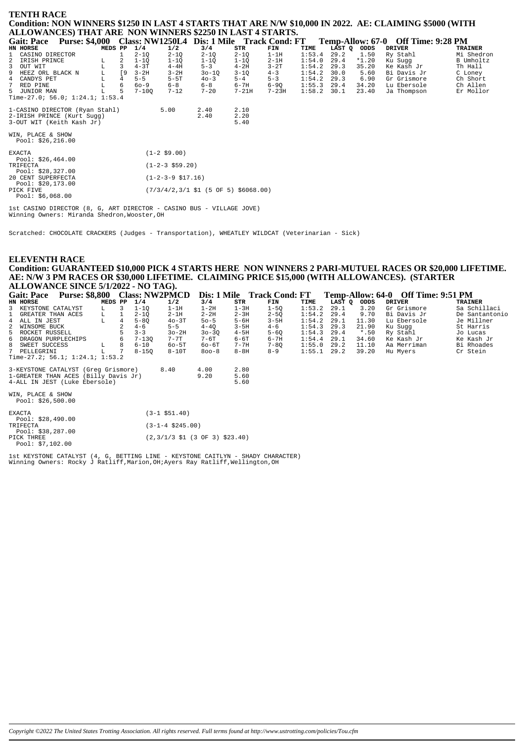## TENTH RACE

**Condition: NON WINNERS $1250 IN LAST 4 STARTS THAT ARE N/W $10,000 IN 2022. AE: CLAIMING $5000 (WITH ALLOWANCES) THAT ARE NON WINNERS $2250 IN LAST 4 STARTS.**

**Gait: Pace Purse: $4,000 Class: NW1250L4 Dis: 1 Mile Track Cond: FT Temp-Allow: 67-0 Off Time: 9:28 PM**

| HN | HORSE | MEDS | PP | 1/4 | 1/2 | 3/4 | STR | FIN | TIME | LAST Q | ODDS | DRIVER | TRAINER |
|---|---|---|---|---|---|---|---|---|---|---|---|---|---|
| 1 | CASINO DIRECTOR | | 1 | 2-1Q | 2-1Q | 2-1Q | 2-1Q | 1-1H | 1:53.4 | 29.2 | 1.50 | Ry Stahl | Mi Shedron |
| 2 | IRISH PRINCE | L | 2 | 1-1Q | 1-1Q | 1-1Q | 1-1Q | 2-1H | 1:54.0 | 29.4 | *1.20 | Ku Sugg | B Umholtz |
| 3 | OUT WIT | L | 3 | 4-3T | 4-4H | 5-3 | 4-2H | 3-2T | 1:54.2 | 29.3 | 35.20 | Ke Kash Jr | Th Hall |
| 9 | HEEZ ORL BLACK N | L | [9 | 3-2H | 3-2H | 3o-1Q | 3-1Q | 4-3 | 1:54.2 | 30.0 | 5.60 | Bi Davis Jr | C Loney |
| 4 | CANDYS PET | L | 4 | 5-5 | 5-5T | 4o-3 | 5-4 | 5-3 | 1:54.2 | 29.3 | 6.90 | Gr Grismore | Ch Short |
| 7 | RED PINE | L | 6 | 6o-9 | 6-8 | 6-8 | 6-7H | 6-9Q | 1:55.3 | 29.4 | 34.20 | Lu Ebersole | Ch Allen |
| 5 | JUNIOR MAN | L | 5 | 7-10Q | 7-12 | 7-20 | 7-21H | 7-23H | 1:58.2 | 30.1 | 23.40 | Ja Thompson | Er Mollor |

Time-27.0; 56.0; 1:24.1; 1:53.4

| | | | |
|---|---|---|---|
| 1-CASINO DIRECTOR (Ryan Stahl) | 5.00 | 2.40 | 2.10 |
| 2-IRISH PRINCE (Kurt Sugg) | | 2.40 | 2.20 |
| 3-OUT WIT (Keith Kash Jr) | | | 5.40 |

WIN, PLACE & SHOW
Pool: $26,216.00

| | |
|---|---|
| EXACTA Pool: $26,464.00 | (1-2 $9.00) |
| TRIFECTA Pool: $28,327.00 | (1-2-3 $59.20) |
| 20 CENT SUPERFECTA Pool: $20,173.00 | (1-2-3-9 $17.16) |
| PICK FIVE Pool: $6,068.00 | (7/3/4/2,3/1 $1 (5 OF 5) $6068.00) |

1st CASINO DIRECTOR (8, G, ART DIRECTOR - CASINO BUS - VILLAGE JOVE)
Winning Owners: Miranda Shedron,Wooster,OH

Scratched: CHOCOLATE CRACKERS (Judges - Transportation), WHEATLEY WILDCAT (Veterinarian - Sick)

## ELEVENTH RACE

**Condition: GUARANTEED $10,000 PICK 4 STARTS HERE NON WINNERS 2 PARI-MUTUEL RACES OR $20,000 LIFETIME. AE: N/W 3 PM RACES OR $30,000 LIFETIME. CLAIMING PRICE $15,000 (WITH ALLOWANCES). (STARTER ALLOWANCE SINCE 5/1/2022 - NO TAG).**

**Gait: Pace Purse: $8,800 Class: NW2PMCD Dis: 1 Mile Track Cond: FT Temp-Allow: 64-0 Off Time: 9:51 PM**

| HN | HORSE | MEDS | PP | 1/4 | 1/2 | 3/4 | STR | FIN | TIME | LAST Q | ODDS | DRIVER | TRAINER |
|---|---|---|---|---|---|---|---|---|---|---|---|---|---|
| 3 | KEYSTONE CATALYST | L | 3 | 1-1Q | 1-1H | 1-2H | 1-3H | 1-5Q | 1:53.2 | 29.1 | 3.20 | Gr Grismore | Sa Schillaci |
| 1 | GREATER THAN ACES | L | 1 | 2-1Q | 2-1H | 2-2H | 2-3H | 2-5Q | 1:54.2 | 29.4 | 9.70 | Bi Davis Jr | De Santantonio |
| 4 | ALL IN JEST | L | 4 | 5-8Q | 4o-3T | 5o-5 | 5-6H | 3-5H | 1:54.2 | 29.1 | 11.30 | Lu Ebersole | Je Millner |
| 2 | WINSOME BUCK | | 2 | 4-6 | 5-5 | 4-4Q | 3-5H | 4-6 | 1:54.3 | 29.3 | 21.90 | Ku Sugg | St Harris |
| 5 | ROCKET RUSSELL | | 5 | 3-3 | 3o-2H | 3o-3Q | 4-5H | 5-6Q | 1:54.3 | 29.4 | *.50 | Ry Stahl | Jo Lucas |
| 6 | DRAGON PURPLECHIPS | | 6 | 7-13Q | 7-7T | 7-6T | 6-6T | 6-7H | 1:54.4 | 29.1 | 34.60 | Ke Kash Jr | Ke Kash Jr |
| 8 | SWEET SUCCESS | L | 8 | 6-10 | 6o-5T | 6o-6T | 7-7H | 7-8Q | 1:55.0 | 29.2 | 11.10 | Aa Merriman | Bi Rhoades |
| 7 | PELLEGRINI | L | 7 | 8-15Q | 8-10T | 8oo-8 | 8-8H | 8-9 | 1:55.1 | 29.2 | 39.20 | Hu Myers | Cr Stein |

Time-27.2; 56.1; 1:24.1; 1:53.2

| | | | |
|---|---|---|---|
| 3-KEYSTONE CATALYST (Greg Grismore) | 8.40 | 4.00 | 2.80 |
| 1-GREATER THAN ACES (Billy Davis Jr) | | 9.20 | 5.60 |
| 4-ALL IN JEST (Luke Ebersole) | | | 5.60 |

WIN, PLACE & SHOW
Pool: $26,500.00

| | |
|---|---|
| EXACTA Pool: $28,490.00 | (3-1 $51.40) |
| TRIFECTA Pool: $38,287.00 | (3-1-4 $245.00) |
| PICK THREE Pool: $7,102.00 | (2,3/1/3 $1 (3 OF 3) $23.40) |

1st KEYSTONE CATALYST (4, G, BETTING LINE - KEYSTONE CAITLYN - SHADY CHARACTER)
Winning Owners: Rocky J Ratliff,Marion,OH;Ayers Ray Ratliff,Wellington,OH

*Copyright ©2022 The United States Trotting Association. All rights reserved. Full terms found at http://www.ustrotting.com/policies/Tou.cfm*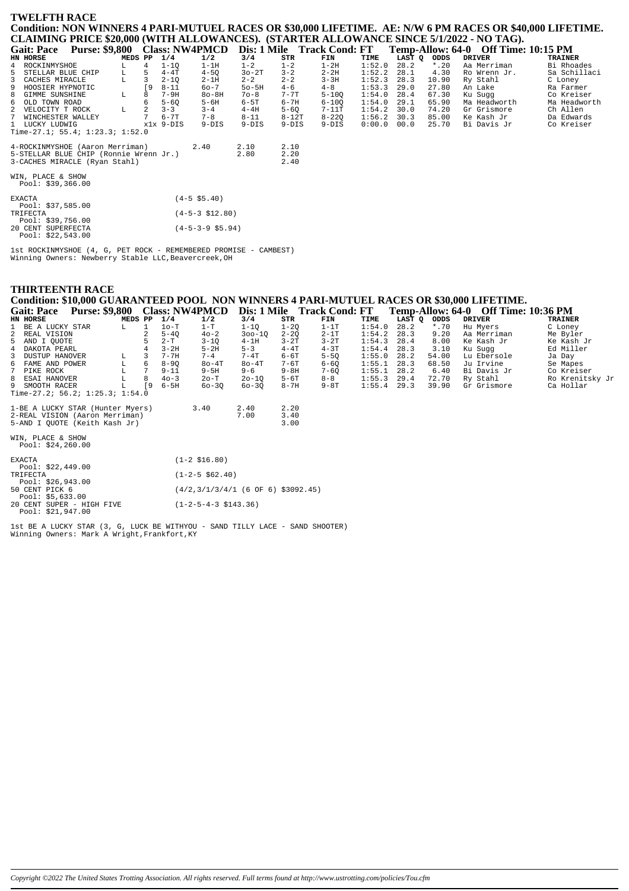## TWELFTH RACE

**Condition: NON WINNERS 4 PARI-MUTUEL RACES OR $30,000 LIFETIME. AE: N/W 6 PM RACES OR $40,000 LIFETIME. CLAIMING PRICE $20,000 (WITH ALLOWANCES). (STARTER ALLOWANCE SINCE 5/1/2022 - NO TAG).**

**Gait: Pace Purse: $9,800 Class: NW4PMCD Dis: 1 Mile Track Cond: FT Temp-Allow: 64-0 Off Time: 10:15 PM**

| HN | HORSE | MEDS | PP | 1/4 | 1/2 | 3/4 | STR | FIN | TIME | LAST Q | ODDS | DRIVER | TRAINER |
|---|---|---|---|---|---|---|---|---|---|---|---|---|---|
| 4 | ROCKINMYSHOE | L | 4 | 1-1Q | 1-1H | 1-2 | 1-2 | 1-2H | 1:52.0 | 28.2 | *.20 | Aa Merriman | Bi Rhoades |
| 5 | STELLAR BLUE CHIP | L | 5 | 4-4T | 4-5Q | 3o-2T | 3-2 | 2-2H | 1:52.2 | 28.1 | 4.30 | Ro Wrenn Jr. | Sa Schillaci |
| 3 | CACHES MIRACLE | L | 3 | 2-1Q | 2-1H | 2-2 | 2-2 | 3-3H | 1:52.3 | 28.3 | 10.90 | Ry Stahl | C Loney |
| 9 | HOOSIER HYPNOTIC | | [9 | 8-11 | 6o-7 | 5o-5H | 4-6 | 4-8 | 1:53.3 | 29.0 | 27.80 | An Lake | Ra Farmer |
| 8 | GIMME SUNSHINE | L | 8 | 7-9H | 8o-8H | 7o-8 | 7-7T | 5-10Q | 1:54.0 | 28.4 | 67.30 | Ku Sugg | Co Kreiser |
| 6 | OLD TOWN ROAD | | 6 | 5-6Q | 5-6H | 6-5T | 6-7H | 6-10Q | 1:54.0 | 29.1 | 65.90 | Ma Headworth | Ma Headworth |
| 2 | VELOCITY T ROCK | L | 2 | 3-3 | 3-4 | 4-4H | 5-6Q | 7-11T | 1:54.2 | 30.0 | 74.20 | Gr Grismore | Ch Allen |
| 7 | WINCHESTER WALLEY | | 7 | 6-7T | 7-8 | 8-11 | 8-12T | 8-22Q | 1:56.2 | 30.3 | 85.00 | Ke Kash Jr | Da Edwards |
| 1 | LUCKY LUDWIG | | x1x | 9-DIS | 9-DIS | 9-DIS | 9-DIS | 9-DIS | 0:00.0 | 00.0 | 25.70 | Bi Davis Jr | Co Kreiser |

Time-27.1; 55.4; 1:23.3; 1:52.0

| | Win | Place | Show |
|---|---|---|---|
| 4-ROCKINMYSHOE (Aaron Merriman) | 2.40 | 2.10 | 2.10 |
| 5-STELLAR BLUE CHIP (Ronnie Wrenn Jr.) | | 2.80 | 2.20 |
| 3-CACHES MIRACLE (Ryan Stahl) | | | 2.40 |

WIN, PLACE & SHOW
Pool: $39,366.00

EXACTA (4-5 $5.40)
Pool: $37,585.00
TRIFECTA (4-5-3 $12.80)
Pool: $39,756.00
20 CENT SUPERFECTA (4-5-3-9 $5.94)
Pool: $22,543.00

1st ROCKINMYSHOE (4, G, PET ROCK - REMEMBERED PROMISE - CAMBEST)
Winning Owners: Newberry Stable LLC,Beavercreek,OH

## THIRTEENTH RACE

**Condition: $10,000 GUARANTEED POOL NON WINNERS 4 PARI-MUTUEL RACES OR $30,000 LIFETIME.**

**Gait: Pace Purse: $9,800 Class: NW4PMCD Dis: 1 Mile Track Cond: FT Temp-Allow: 64-0 Off Time: 10:36 PM**

| HN | HORSE | MEDS | PP | 1/4 | 1/2 | 3/4 | STR | FIN | TIME | LAST Q | ODDS | DRIVER | TRAINER |
|---|---|---|---|---|---|---|---|---|---|---|---|---|---|
| 1 | BE A LUCKY STAR | L | 1 | 1o-T | 1-T | 1-1Q | 1-2Q | 1-1T | 1:54.0 | 28.2 | *.70 | Hu Myers | C Loney |
| 2 | REAL VISION | | 2 | 5-4Q | 4o-2 | 3oo-1Q | 2-2Q | 2-1T | 1:54.2 | 28.3 | 9.20 | Aa Merriman | Me Byler |
| 5 | AND I QUOTE | | 5 | 2-T | 3-1Q | 4-1H | 3-2T | 3-2T | 1:54.3 | 28.4 | 8.00 | Ke Kash Jr | Ke Kash Jr |
| 4 | DAKOTA PEARL | | 4 | 3-2H | 5-2H | 5-3 | 4-4T | 4-3T | 1:54.4 | 28.3 | 3.10 | Ku Sugg | Ed Miller |
| 3 | DUSTUP HANOVER | L | 3 | 7-7H | 7-4 | 7-4T | 6-6T | 5-5Q | 1:55.0 | 28.2 | 54.00 | Lu Ebersole | Ja Day |
| 6 | FAME AND POWER | L | 6 | 8-9Q | 8o-4T | 8o-4T | 7-6T | 6-6Q | 1:55.1 | 28.3 | 68.50 | Ju Irvine | Se Mapes |
| 7 | PIKE ROCK | L | 7 | 9-11 | 9-5H | 9-6 | 9-8H | 7-6Q | 1:55.1 | 28.2 | 6.40 | Bi Davis Jr | Co Kreiser |
| 8 | ESAI HANOVER | L | 8 | 4o-3 | 2o-T | 2o-1Q | 5-6T | 8-8 | 1:55.3 | 29.4 | 72.70 | Ry Stahl | Ro Krenitsky Jr |
| 9 | SMOOTH RACER | L | [9 | 6-5H | 6o-3Q | 6o-3Q | 8-7H | 9-8T | 1:55.4 | 29.3 | 39.90 | Gr Grismore | Ca Hollar |

Time-27.2; 56.2; 1:25.3; 1:54.0

| | Win | Place | Show |
|---|---|---|---|
| 1-BE A LUCKY STAR (Hunter Myers) | 3.40 | 2.40 | 2.20 |
| 2-REAL VISION (Aaron Merriman) | | 7.00 | 3.40 |
| 5-AND I QUOTE (Keith Kash Jr) | | | 3.00 |

WIN, PLACE & SHOW
Pool: $24,260.00

EXACTA (1-2 $16.80)
Pool: $22,449.00
TRIFECTA (1-2-5 $62.40)
Pool: $26,943.00
50 CENT PICK 6 (4/2,3/1/3/4/1 (6 OF 6) $3092.45)
Pool: $5,633.00
20 CENT SUPER - HIGH FIVE (1-2-5-4-3 $143.36)
Pool: $21,947.00

1st BE A LUCKY STAR (3, G, LUCK BE WITHYOU - SAND TILLY LACE - SAND SHOOTER)
Winning Owners: Mark A Wright,Frankfort,KY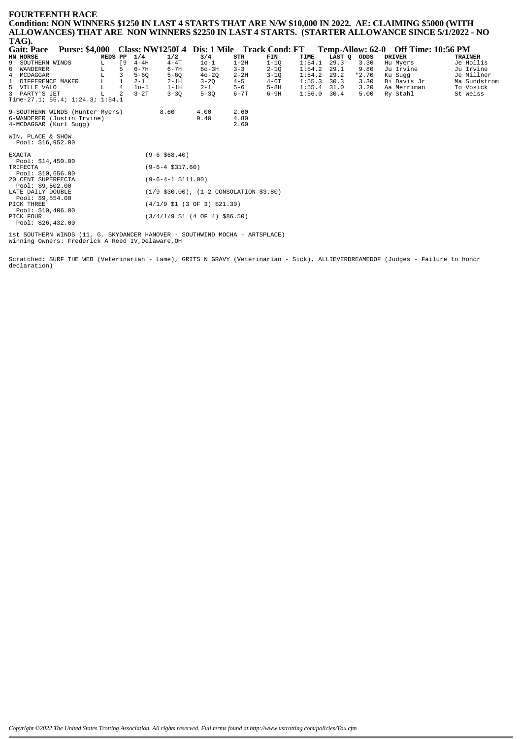## FOURTEENTH RACE

**Condition: NON WINNERS $1250 IN LAST 4 STARTS THAT ARE N/W $10,000 IN 2022. AE: CLAIMING $5000 (WITH ALLOWANCES) THAT ARE NON WINNERS $2250 IN LAST 4 STARTS. (STARTER ALLOWANCE SINCE 5/1/2022 - NO TAG).**

**Gait: Pace Purse: $4,000 Class: NW1250L4 Dis: 1 Mile Track Cond: FT Temp-Allow: 62-0 Off Time: 10:56 PM**

| HN | HORSE | MEDS | PP | 1/4 | 1/2 | 3/4 | STR | FIN | TIME | LAST Q | ODDS | DRIVER | TRAINER |
|---|---|---|---|---|---|---|---|---|---|---|---|---|---|
| 9 | SOUTHERN WINDS | L | [9 | 4-4H | 4-4T | 1o-1 | 1-2H | 1-1Q | 1:54.1 | 29.3 | 3.30 | Hu Myers | Je Hollis |
| 6 | WANDERER | L | 5 | 6-7H | 6-7H | 6o-3H | 3-3 | 2-1Q | 1:54.2 | 29.1 | 9.80 | Ju Irvine | Ju Irvine |
| 4 | MCDAGGAR | L | 3 | 5-6Q | 5-6Q | 4o-2Q | 2-2H | 3-1Q | 1:54.2 | 29.2 | *2.70 | Ku Sugg | Je Millner |
| 1 | DIFFERENCE MAKER | L | 1 | 2-1 | 2-1H | 3-2Q | 4-5 | 4-6T | 1:55.3 | 30.3 | 3.30 | Bi Davis Jr | Ma Sundstrom |
| 5 | VILLE VALO | L | 4 | 1o-1 | 1-1H | 2-1 | 5-6 | 5-8H | 1:55.4 | 31.0 | 3.20 | Aa Merriman | To Vosick |
| 3 | PARTY'S JET | L | 2 | 3-2T | 3-3Q | 5-3Q | 6-7T | 6-9H | 1:56.0 | 30.4 | 5.00 | Ry Stahl | St Weiss |

Time-27.1; 55.4; 1:24.3; 1:54.1

| | | | |
|---|---|---|---|
| 9-SOUTHERN WINDS (Hunter Myers) | 8.60 | 4.00 | 2.60 |
| 6-WANDERER (Justin Irvine) | | 9.40 | 4.80 |
| 4-MCDAGGAR (Kurt Sugg) | | | 2.60 |

WIN, PLACE & SHOW
Pool: $16,952.00

| | |
|---|---|
| EXACTA Pool: $14,450.00 | (9-6 $68.40) |
| TRIFECTA Pool: $10,656.00 | (9-6-4 $317.60) |
| 20 CENT SUPERFECTA Pool: $9,502.00 | (9-6-4-1 $111.00) |
| LATE DAILY DOUBLE Pool: $9,554.00 | (1/9 $30.00), (1-2 CONSOLATION $3.80) |
| PICK THREE Pool: $10,406.00 | (4/1/9 $1 (3 OF 3) $21.30) |
| PICK FOUR Pool: $26,432.00 | (3/4/1/9 $1 (4 OF 4) $86.50) |

1st SOUTHERN WINDS (11, G, SKYDANCER HANOVER - SOUTHWIND MOCHA - ARTSPLACE)
Winning Owners: Frederick A Reed IV,Delaware,OH

Scratched: SURF THE WEB (Veterinarian - Lame), GRITS N GRAVY (Veterinarian - Sick), ALLIEVERDREAMEDOF (Judges - Failure to honor declaration)